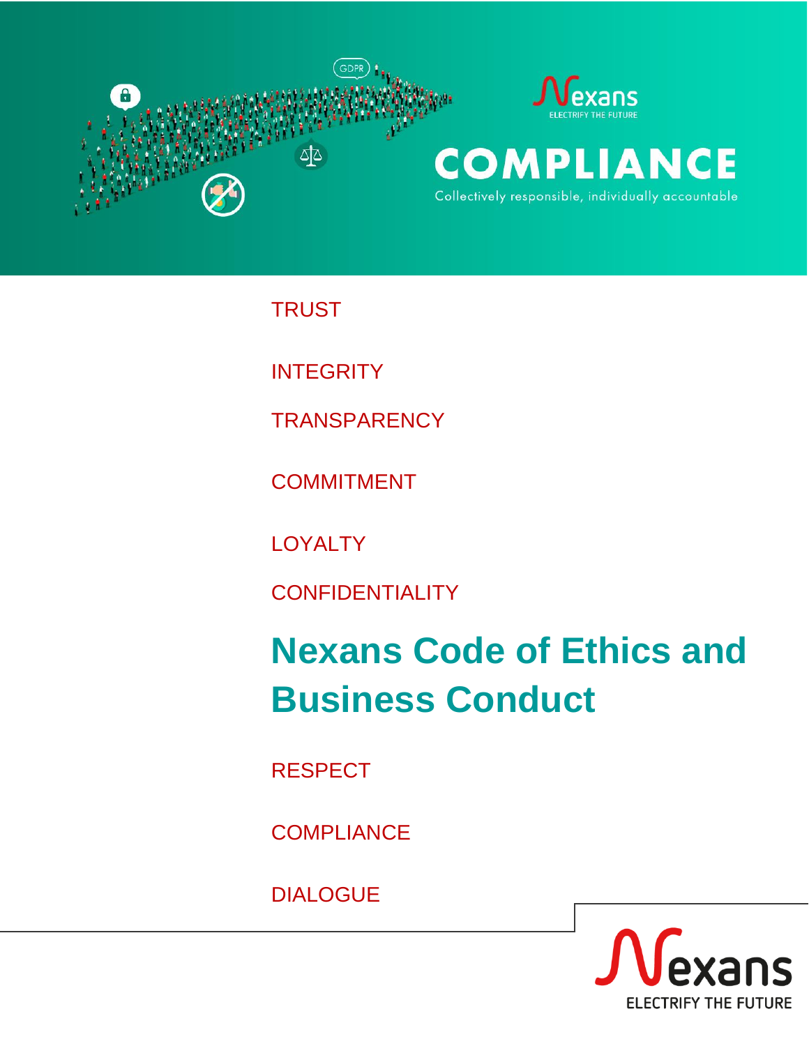Nexans ELECTRIFY THE FUTURE

COMPLIANCE

Collectively responsible, individually accountable

TRUST

INTEGRITY

TRANSPARENCY

COMMITMENT

LOYALTY

CONFIDENTIALITY

# Nexans Code of Ethics and Business Conduct

RESPECT

COMPLIANCE

DIALOGUE

Nexans ELECTRIFY THE FUTURE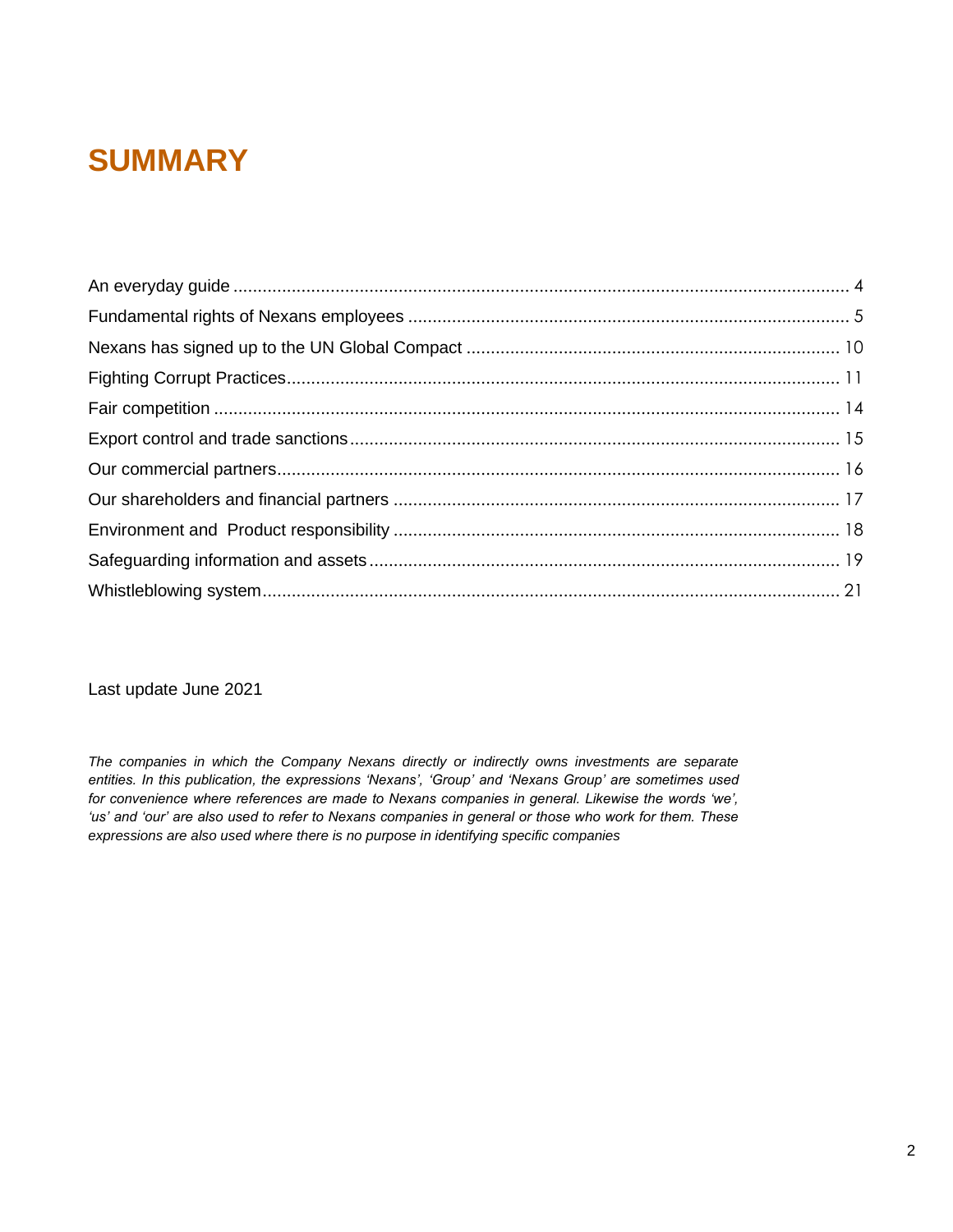# SUMMARY

An everyday guide .............................................................................................................................. 4

Fundamental rights of Nexans employees ........................................................................................... 5

Nexans has signed up to the UN Global Compact ............................................................................ 10

Fighting Corrupt Practices.................................................................................................................. 11

Fair competition .................................................................................................................................. 14

Export control and trade sanctions..................................................................................................... 15

Our commercial partners.................................................................................................................... 16

Our shareholders and financial partners ............................................................................................ 17

Environment and Product responsibility ............................................................................................ 18

Safeguarding information and assets ................................................................................................. 19

Whistleblowing system....................................................................................................................... 21

Last update June 2021

*The companies in which the Company Nexans directly or indirectly owns investments are separate entities. In this publication, the expressions 'Nexans', 'Group' and 'Nexans Group' are sometimes used for convenience where references are made to Nexans companies in general. Likewise the words 'we', 'us' and 'our' are also used to refer to Nexans companies in general or those who work for them. These expressions are also used where there is no purpose in identifying specific companies*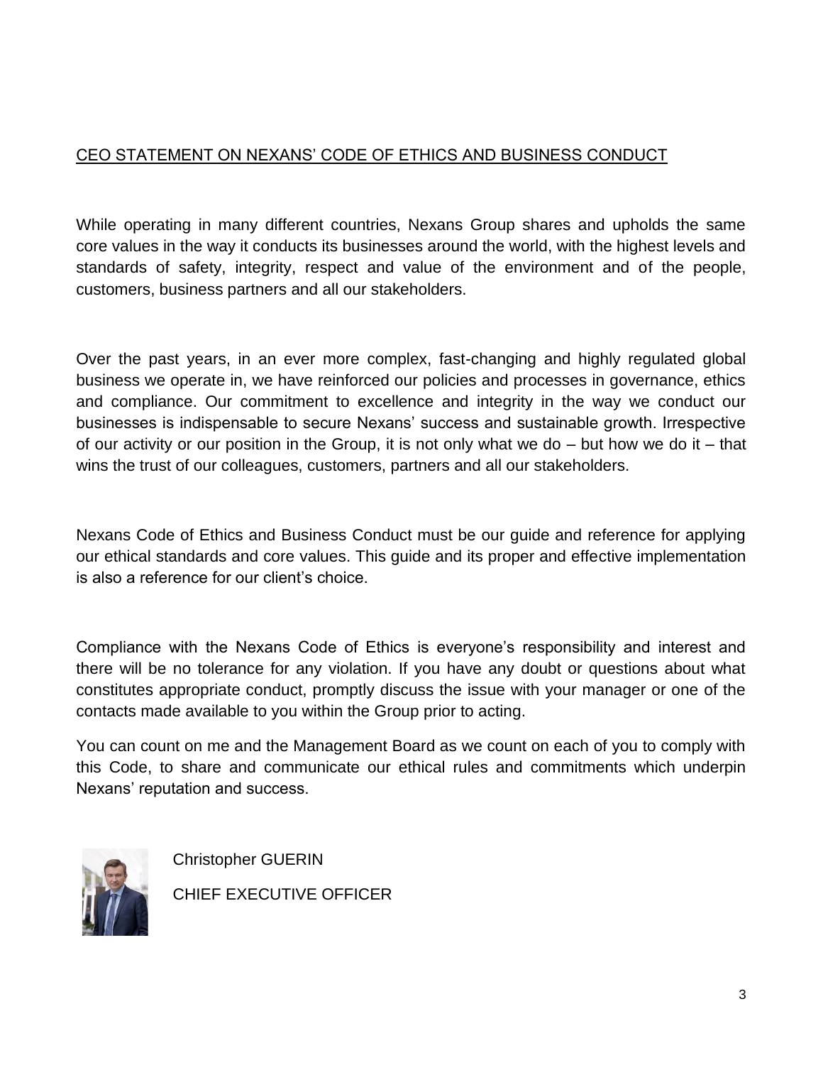## CEO STATEMENT ON NEXANS' CODE OF ETHICS AND BUSINESS CONDUCT

While operating in many different countries, Nexans Group shares and upholds the same core values in the way it conducts its businesses around the world, with the highest levels and standards of safety, integrity, respect and value of the environment and of the people, customers, business partners and all our stakeholders.

Over the past years, in an ever more complex, fast-changing and highly regulated global business we operate in, we have reinforced our policies and processes in governance, ethics and compliance. Our commitment to excellence and integrity in the way we conduct our businesses is indispensable to secure Nexans' success and sustainable growth. Irrespective of our activity or our position in the Group, it is not only what we do – but how we do it – that wins the trust of our colleagues, customers, partners and all our stakeholders.

Nexans Code of Ethics and Business Conduct must be our guide and reference for applying our ethical standards and core values. This guide and its proper and effective implementation is also a reference for our client's choice.

Compliance with the Nexans Code of Ethics is everyone's responsibility and interest and there will be no tolerance for any violation. If you have any doubt or questions about what constitutes appropriate conduct, promptly discuss the issue with your manager or one of the contacts made available to you within the Group prior to acting.

You can count on me and the Management Board as we count on each of you to comply with this Code, to share and communicate our ethical rules and commitments which underpin Nexans' reputation and success.

Christopher GUERIN

CHIEF EXECUTIVE OFFICER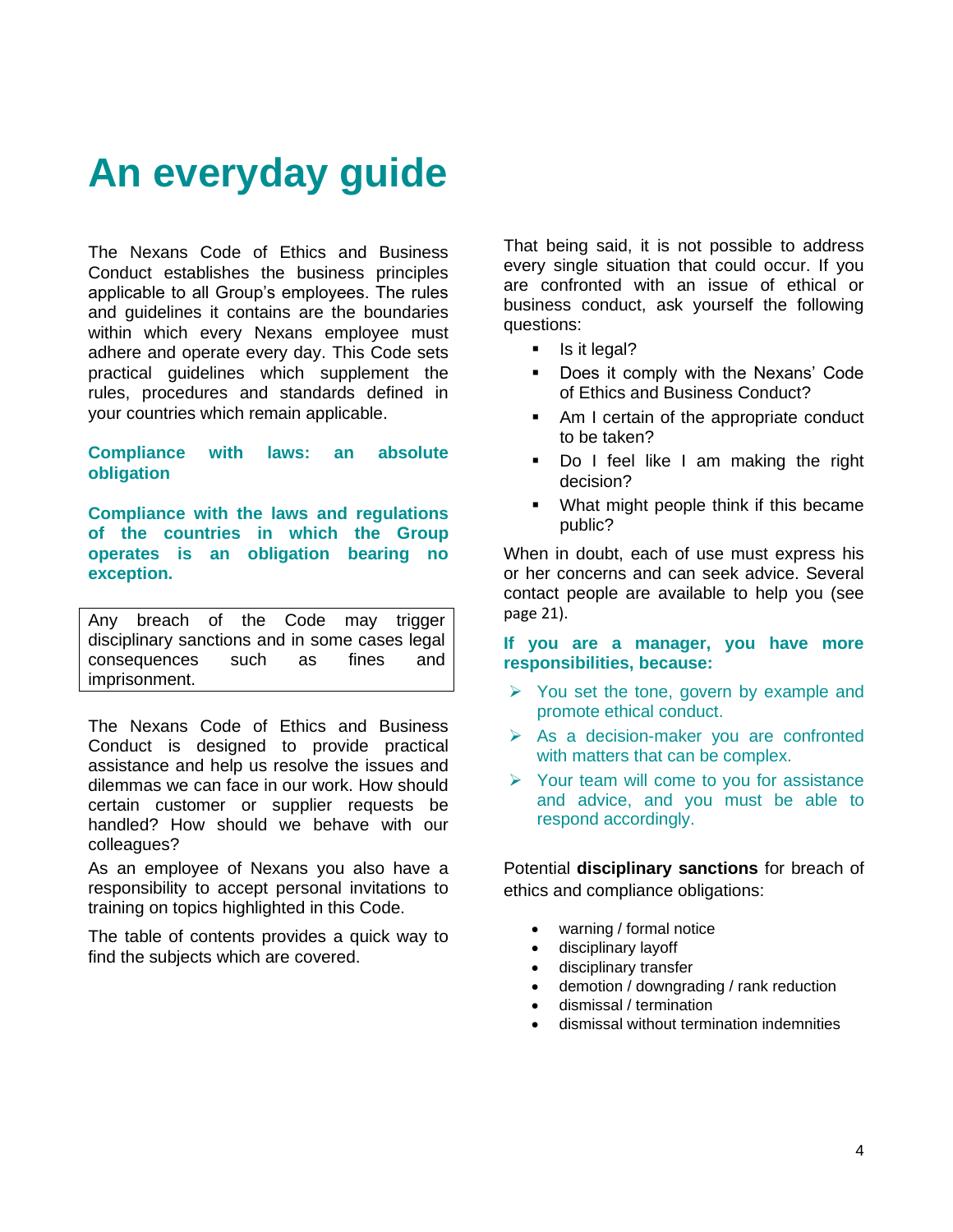# An everyday guide

The Nexans Code of Ethics and Business Conduct establishes the business principles applicable to all Group's employees. The rules and guidelines it contains are the boundaries within which every Nexans employee must adhere and operate every day. This Code sets practical guidelines which supplement the rules, procedures and standards defined in your countries which remain applicable.

**Compliance with laws: an absolute obligation**

**Compliance with the laws and regulations of the countries in which the Group operates is an obligation bearing no exception.**

Any breach of the Code may trigger disciplinary sanctions and in some cases legal consequences such as fines and imprisonment.

The Nexans Code of Ethics and Business Conduct is designed to provide practical assistance and help us resolve the issues and dilemmas we can face in our work. How should certain customer or supplier requests be handled? How should we behave with our colleagues?

As an employee of Nexans you also have a responsibility to accept personal invitations to training on topics highlighted in this Code.

The table of contents provides a quick way to find the subjects which are covered.

That being said, it is not possible to address every single situation that could occur. If you are confronted with an issue of ethical or business conduct, ask yourself the following questions:

- Is it legal?
- Does it comply with the Nexans' Code of Ethics and Business Conduct?
- Am I certain of the appropriate conduct to be taken?
- Do I feel like I am making the right decision?
- What might people think if this became public?

When in doubt, each of use must express his or her concerns and can seek advice. Several contact people are available to help you (see page 21).

**If you are a manager, you have more responsibilities, because:**

- You set the tone, govern by example and promote ethical conduct.
- As a decision-maker you are confronted with matters that can be complex.
- Your team will come to you for assistance and advice, and you must be able to respond accordingly.

Potential **disciplinary sanctions** for breach of ethics and compliance obligations:

- warning / formal notice
- disciplinary layoff
- disciplinary transfer
- demotion / downgrading / rank reduction
- dismissal / termination
- dismissal without termination indemnities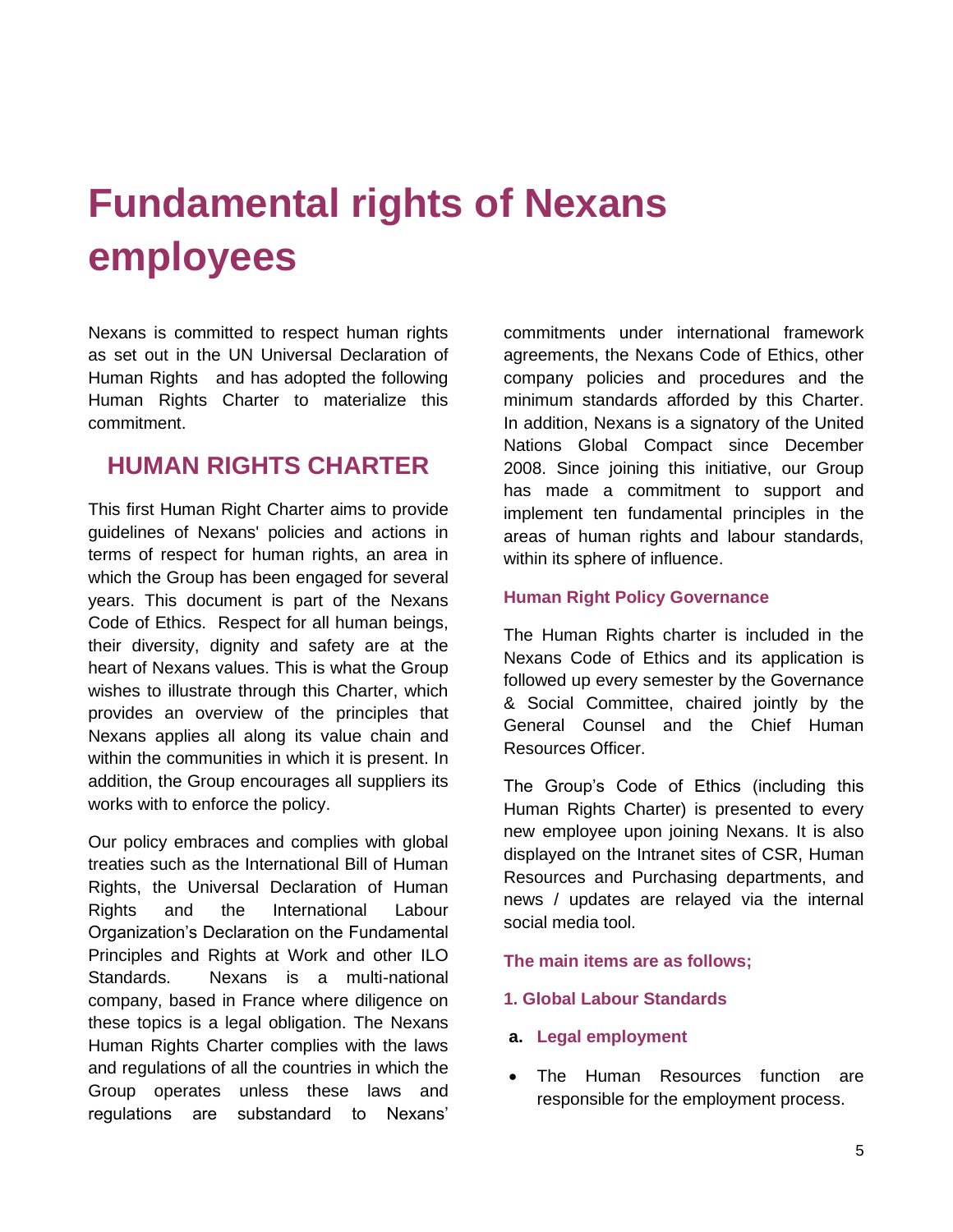# Fundamental rights of Nexans employees

Nexans is committed to respect human rights as set out in the UN Universal Declaration of Human Rights and has adopted the following Human Rights Charter to materialize this commitment.

## HUMAN RIGHTS CHARTER

This first Human Right Charter aims to provide guidelines of Nexans' policies and actions in terms of respect for human rights, an area in which the Group has been engaged for several years. This document is part of the Nexans Code of Ethics. Respect for all human beings, their diversity, dignity and safety are at the heart of Nexans values. This is what the Group wishes to illustrate through this Charter, which provides an overview of the principles that Nexans applies all along its value chain and within the communities in which it is present. In addition, the Group encourages all suppliers its works with to enforce the policy.

Our policy embraces and complies with global treaties such as the International Bill of Human Rights, the Universal Declaration of Human Rights and the International Labour Organization's Declaration on the Fundamental Principles and Rights at Work and other ILO Standards. Nexans is a multi-national company, based in France where diligence on these topics is a legal obligation. The Nexans Human Rights Charter complies with the laws and regulations of all the countries in which the Group operates unless these laws and regulations are substandard to Nexans' commitments under international framework agreements, the Nexans Code of Ethics, other company policies and procedures and the minimum standards afforded by this Charter. In addition, Nexans is a signatory of the United Nations Global Compact since December 2008. Since joining this initiative, our Group has made a commitment to support and implement ten fundamental principles in the areas of human rights and labour standards, within its sphere of influence.

### Human Right Policy Governance

The Human Rights charter is included in the Nexans Code of Ethics and its application is followed up every semester by the Governance & Social Committee, chaired jointly by the General Counsel and the Chief Human Resources Officer.

The Group's Code of Ethics (including this Human Rights Charter) is presented to every new employee upon joining Nexans. It is also displayed on the Intranet sites of CSR, Human Resources and Purchasing departments, and news / updates are relayed via the internal social media tool.

### The main items are as follows;

### 1. Global Labour Standards

**a. Legal employment**

- The Human Resources function are responsible for the employment process.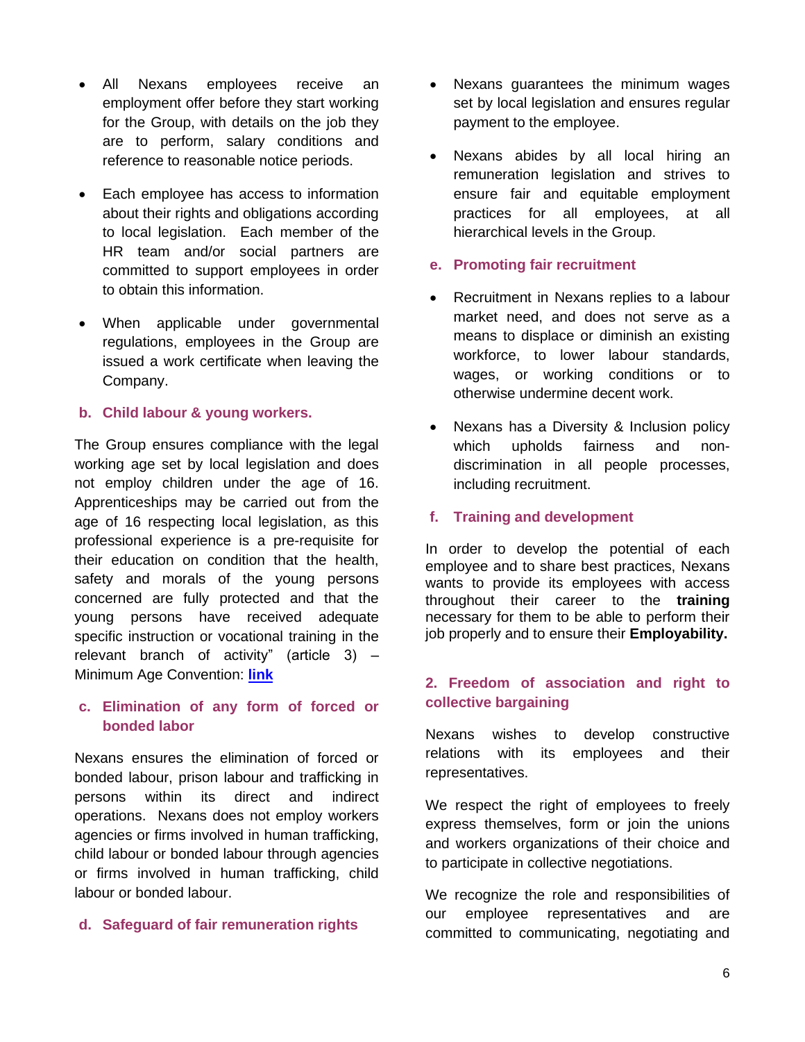- All Nexans employees receive an employment offer before they start working for the Group, with details on the job they are to perform, salary conditions and reference to reasonable notice periods.
- Each employee has access to information about their rights and obligations according to local legislation. Each member of the HR team and/or social partners are committed to support employees in order to obtain this information.
- When applicable under governmental regulations, employees in the Group are issued a work certificate when leaving the Company.

### b. Child labour & young workers.

The Group ensures compliance with the legal working age set by local legislation and does not employ children under the age of 16. Apprenticeships may be carried out from the age of 16 respecting local legislation, as this professional experience is a pre-requisite for their education on condition that the health, safety and morals of the young persons concerned are fully protected and that the young persons have received adequate specific instruction or vocational training in the relevant branch of activity" (article 3) – Minimum Age Convention: **link**

### c. Elimination of any form of forced or bonded labor

Nexans ensures the elimination of forced or bonded labour, prison labour and trafficking in persons within its direct and indirect operations. Nexans does not employ workers agencies or firms involved in human trafficking, child labour or bonded labour through agencies or firms involved in human trafficking, child labour or bonded labour.

### d. Safeguard of fair remuneration rights

- Nexans guarantees the minimum wages set by local legislation and ensures regular payment to the employee.
- Nexans abides by all local hiring an remuneration legislation and strives to ensure fair and equitable employment practices for all employees, at all hierarchical levels in the Group.

### e. Promoting fair recruitment

- Recruitment in Nexans replies to a labour market need, and does not serve as a means to displace or diminish an existing workforce, to lower labour standards, wages, or working conditions or to otherwise undermine decent work.
- Nexans has a Diversity & Inclusion policy which upholds fairness and non-discrimination in all people processes, including recruitment.

### f. Training and development

In order to develop the potential of each employee and to share best practices, Nexans wants to provide its employees with access throughout their career to the **training** necessary for them to be able to perform their job properly and to ensure their **Employability.**

## 2. Freedom of association and right to collective bargaining

Nexans wishes to develop constructive relations with its employees and their representatives.

We respect the right of employees to freely express themselves, form or join the unions and workers organizations of their choice and to participate in collective negotiations.

We recognize the role and responsibilities of our employee representatives and are committed to communicating, negotiating and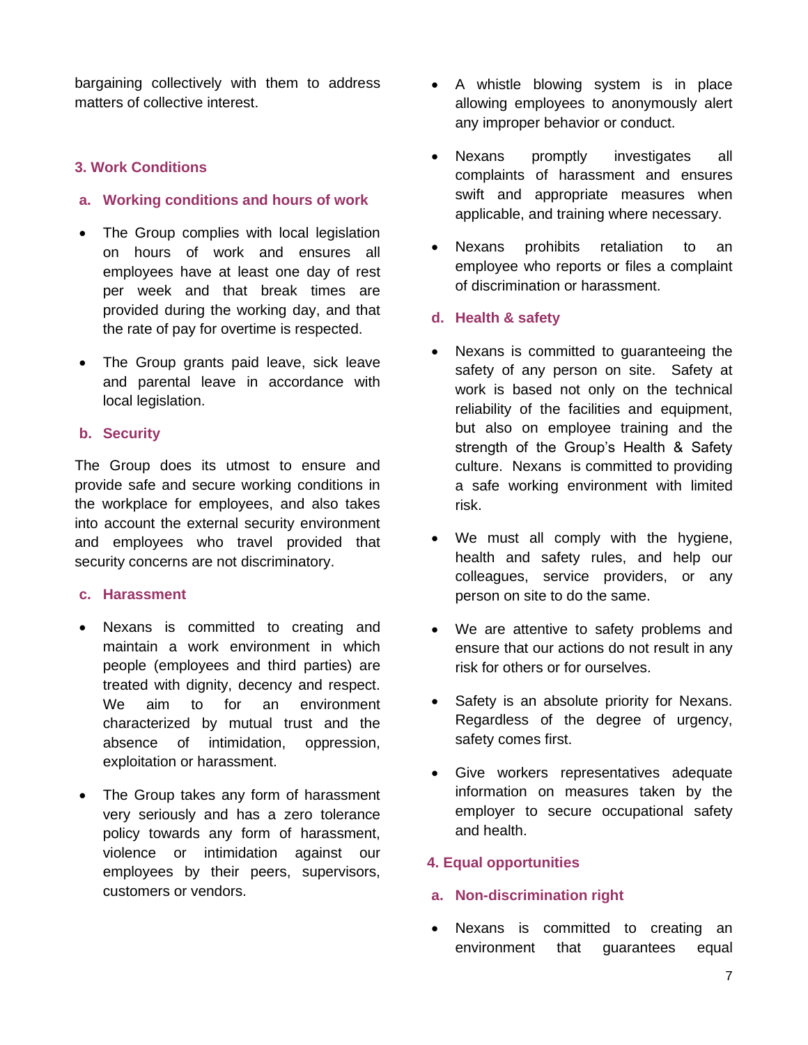bargaining collectively with them to address matters of collective interest.

### 3. Work Conditions

#### a. Working conditions and hours of work

- The Group complies with local legislation on hours of work and ensures all employees have at least one day of rest per week and that break times are provided during the working day, and that the rate of pay for overtime is respected.
- The Group grants paid leave, sick leave and parental leave in accordance with local legislation.

#### b. Security

The Group does its utmost to ensure and provide safe and secure working conditions in the workplace for employees, and also takes into account the external security environment and employees who travel provided that security concerns are not discriminatory.

#### c. Harassment

- Nexans is committed to creating and maintain a work environment in which people (employees and third parties) are treated with dignity, decency and respect. We aim to for an environment characterized by mutual trust and the absence of intimidation, oppression, exploitation or harassment.
- The Group takes any form of harassment very seriously and has a zero tolerance policy towards any form of harassment, violence or intimidation against our employees by their peers, supervisors, customers or vendors.
- A whistle blowing system is in place allowing employees to anonymously alert any improper behavior or conduct.
- Nexans promptly investigates all complaints of harassment and ensures swift and appropriate measures when applicable, and training where necessary.
- Nexans prohibits retaliation to an employee who reports or files a complaint of discrimination or harassment.

#### d. Health & safety

- Nexans is committed to guaranteeing the safety of any person on site. Safety at work is based not only on the technical reliability of the facilities and equipment, but also on employee training and the strength of the Group's Health & Safety culture. Nexans is committed to providing a safe working environment with limited risk.
- We must all comply with the hygiene, health and safety rules, and help our colleagues, service providers, or any person on site to do the same.
- We are attentive to safety problems and ensure that our actions do not result in any risk for others or for ourselves.
- Safety is an absolute priority for Nexans. Regardless of the degree of urgency, safety comes first.
- Give workers representatives adequate information on measures taken by the employer to secure occupational safety and health.

### 4. Equal opportunities

#### a. Non-discrimination right

- Nexans is committed to creating an environment that guarantees equal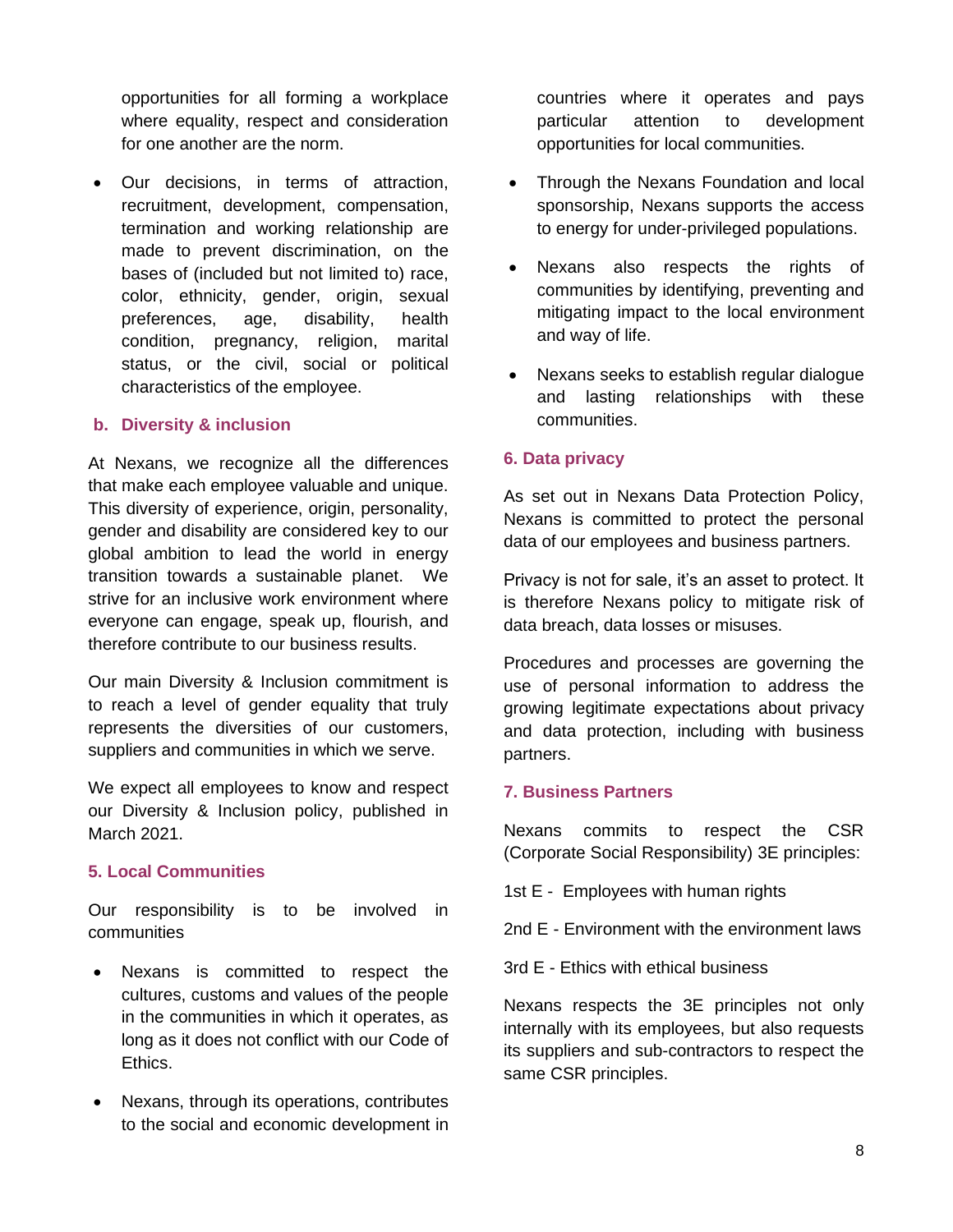opportunities for all forming a workplace where equality, respect and consideration for one another are the norm.

- Our decisions, in terms of attraction, recruitment, development, compensation, termination and working relationship are made to prevent discrimination, on the bases of (included but not limited to) race, color, ethnicity, gender, origin, sexual preferences, age, disability, health condition, pregnancy, religion, marital status, or the civil, social or political characteristics of the employee.

### b. Diversity & inclusion

At Nexans, we recognize all the differences that make each employee valuable and unique. This diversity of experience, origin, personality, gender and disability are considered key to our global ambition to lead the world in energy transition towards a sustainable planet. We strive for an inclusive work environment where everyone can engage, speak up, flourish, and therefore contribute to our business results.

Our main Diversity & Inclusion commitment is to reach a level of gender equality that truly represents the diversities of our customers, suppliers and communities in which we serve.

We expect all employees to know and respect our Diversity & Inclusion policy, published in March 2021.

## 5. Local Communities

Our responsibility is to be involved in communities

- Nexans is committed to respect the cultures, customs and values of the people in the communities in which it operates, as long as it does not conflict with our Code of Ethics.
- Nexans, through its operations, contributes to the social and economic development in countries where it operates and pays particular attention to development opportunities for local communities.
- Through the Nexans Foundation and local sponsorship, Nexans supports the access to energy for under-privileged populations.
- Nexans also respects the rights of communities by identifying, preventing and mitigating impact to the local environment and way of life.
- Nexans seeks to establish regular dialogue and lasting relationships with these communities.

## 6. Data privacy

As set out in Nexans Data Protection Policy, Nexans is committed to protect the personal data of our employees and business partners.

Privacy is not for sale, it's an asset to protect. It is therefore Nexans policy to mitigate risk of data breach, data losses or misuses.

Procedures and processes are governing the use of personal information to address the growing legitimate expectations about privacy and data protection, including with business partners.

## 7. Business Partners

Nexans commits to respect the CSR (Corporate Social Responsibility) 3E principles:

1st E - Employees with human rights

2nd E - Environment with the environment laws

3rd E - Ethics with ethical business

Nexans respects the 3E principles not only internally with its employees, but also requests its suppliers and sub-contractors to respect the same CSR principles.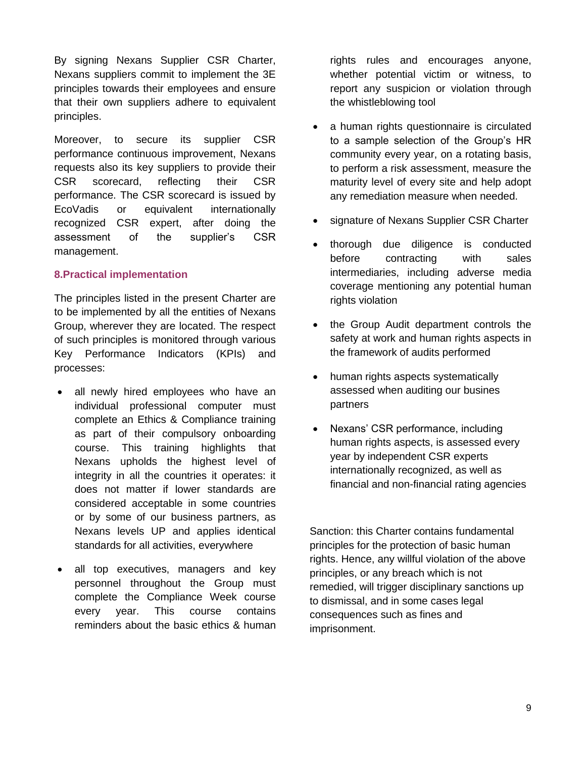By signing Nexans Supplier CSR Charter, Nexans suppliers commit to implement the 3E principles towards their employees and ensure that their own suppliers adhere to equivalent principles.

Moreover, to secure its supplier CSR performance continuous improvement, Nexans requests also its key suppliers to provide their CSR scorecard, reflecting their CSR performance. The CSR scorecard is issued by EcoVadis or equivalent internationally recognized CSR expert, after doing the assessment of the supplier's CSR management.

## 8.Practical implementation

The principles listed in the present Charter are to be implemented by all the entities of Nexans Group, wherever they are located. The respect of such principles is monitored through various Key Performance Indicators (KPIs) and processes:

- all newly hired employees who have an individual professional computer must complete an Ethics & Compliance training as part of their compulsory onboarding course. This training highlights that Nexans upholds the highest level of integrity in all the countries it operates: it does not matter if lower standards are considered acceptable in some countries or by some of our business partners, as Nexans levels UP and applies identical standards for all activities, everywhere
- all top executives, managers and key personnel throughout the Group must complete the Compliance Week course every year. This course contains reminders about the basic ethics & human rights rules and encourages anyone, whether potential victim or witness, to report any suspicion or violation through the whistleblowing tool
- a human rights questionnaire is circulated to a sample selection of the Group's HR community every year, on a rotating basis, to perform a risk assessment, measure the maturity level of every site and help adopt any remediation measure when needed.
- signature of Nexans Supplier CSR Charter
- thorough due diligence is conducted before contracting with sales intermediaries, including adverse media coverage mentioning any potential human rights violation
- the Group Audit department controls the safety at work and human rights aspects in the framework of audits performed
- human rights aspects systematically assessed when auditing our busines partners
- Nexans' CSR performance, including human rights aspects, is assessed every year by independent CSR experts internationally recognized, as well as financial and non-financial rating agencies

Sanction: this Charter contains fundamental principles for the protection of basic human rights. Hence, any willful violation of the above principles, or any breach which is not remedied, will trigger disciplinary sanctions up to dismissal, and in some cases legal consequences such as fines and imprisonment.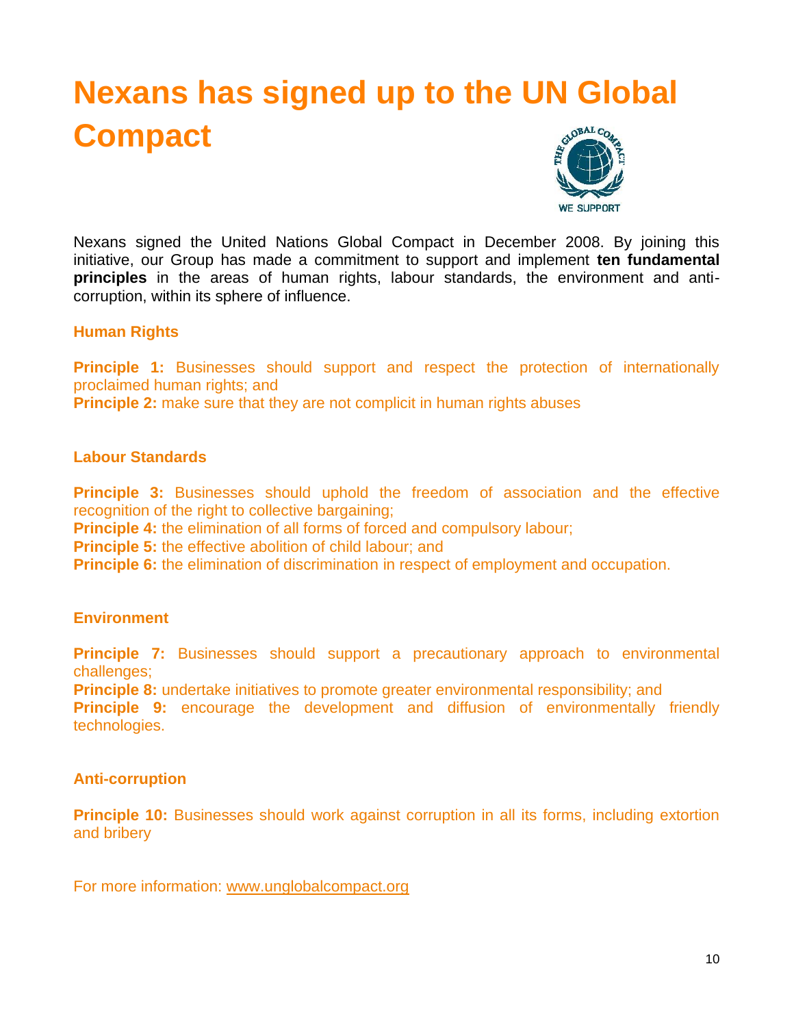# Nexans has signed up to the UN Global Compact

Nexans signed the United Nations Global Compact in December 2008. By joining this initiative, our Group has made a commitment to support and implement **ten fundamental principles** in the areas of human rights, labour standards, the environment and anti-corruption, within its sphere of influence.

### Human Rights

**Principle 1:** Businesses should support and respect the protection of internationally proclaimed human rights; and
**Principle 2:** make sure that they are not complicit in human rights abuses

### Labour Standards

**Principle 3:** Businesses should uphold the freedom of association and the effective recognition of the right to collective bargaining;
**Principle 4:** the elimination of all forms of forced and compulsory labour;
**Principle 5:** the effective abolition of child labour; and
**Principle 6:** the elimination of discrimination in respect of employment and occupation.

### Environment

**Principle 7:** Businesses should support a precautionary approach to environmental challenges;
**Principle 8:** undertake initiatives to promote greater environmental responsibility; and
**Principle 9:** encourage the development and diffusion of environmentally friendly technologies.

### Anti-corruption

**Principle 10:** Businesses should work against corruption in all its forms, including extortion and bribery

For more information: www.unglobalcompact.org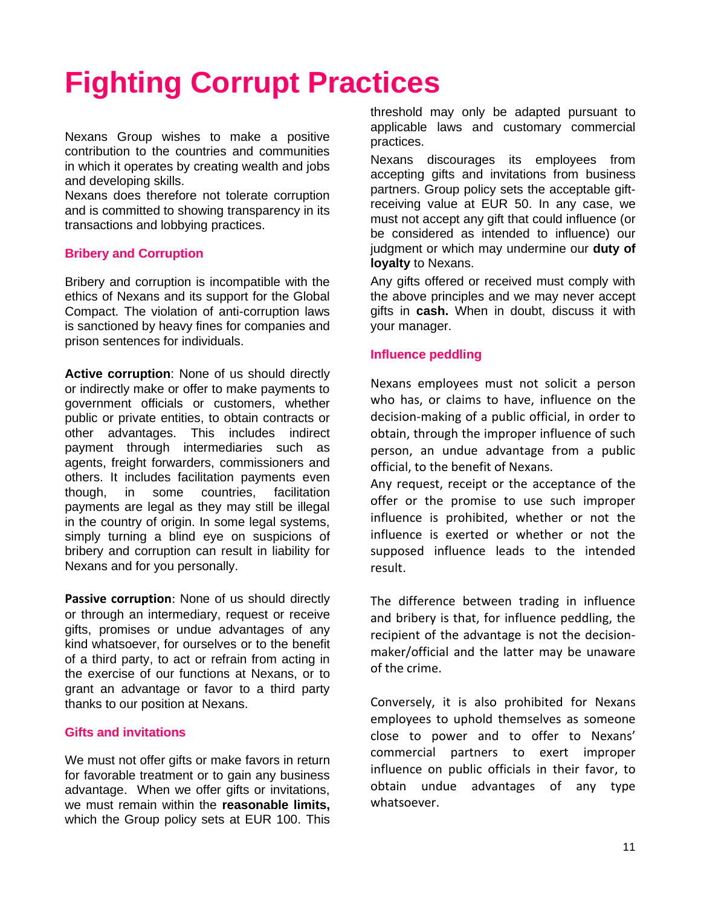# Fighting Corrupt Practices

Nexans Group wishes to make a positive contribution to the countries and communities in which it operates by creating wealth and jobs and developing skills.

Nexans does therefore not tolerate corruption and is committed to showing transparency in its transactions and lobbying practices.

## Bribery and Corruption

Bribery and corruption is incompatible with the ethics of Nexans and its support for the Global Compact. The violation of anti-corruption laws is sanctioned by heavy fines for companies and prison sentences for individuals.

**Active corruption**: None of us should directly or indirectly make or offer to make payments to government officials or customers, whether public or private entities, to obtain contracts or other advantages. This includes indirect payment through intermediaries such as agents, freight forwarders, commissioners and others. It includes facilitation payments even though, in some countries, facilitation payments are legal as they may still be illegal in the country of origin. In some legal systems, simply turning a blind eye on suspicions of bribery and corruption can result in liability for Nexans and for you personally.

**Passive corruption**: None of us should directly or through an intermediary, request or receive gifts, promises or undue advantages of any kind whatsoever, for ourselves or to the benefit of a third party, to act or refrain from acting in the exercise of our functions at Nexans, or to grant an advantage or favor to a third party thanks to our position at Nexans.

## Gifts and invitations

We must not offer gifts or make favors in return for favorable treatment or to gain any business advantage. When we offer gifts or invitations, we must remain within the **reasonable limits,** which the Group policy sets at EUR 100. This threshold may only be adapted pursuant to applicable laws and customary commercial practices.

Nexans discourages its employees from accepting gifts and invitations from business partners. Group policy sets the acceptable gift-receiving value at EUR 50. In any case, we must not accept any gift that could influence (or be considered as intended to influence) our judgment or which may undermine our **duty of loyalty** to Nexans.

Any gifts offered or received must comply with the above principles and we may never accept gifts in **cash.** When in doubt, discuss it with your manager.

## Influence peddling

Nexans employees must not solicit a person who has, or claims to have, influence on the decision-making of a public official, in order to obtain, through the improper influence of such person, an undue advantage from a public official, to the benefit of Nexans.

Any request, receipt or the acceptance of the offer or the promise to use such improper influence is prohibited, whether or not the influence is exerted or whether or not the supposed influence leads to the intended result.

The difference between trading in influence and bribery is that, for influence peddling, the recipient of the advantage is not the decision-maker/official and the latter may be unaware of the crime.

Conversely, it is also prohibited for Nexans employees to uphold themselves as someone close to power and to offer to Nexans' commercial partners to exert improper influence on public officials in their favor, to obtain undue advantages of any type whatsoever.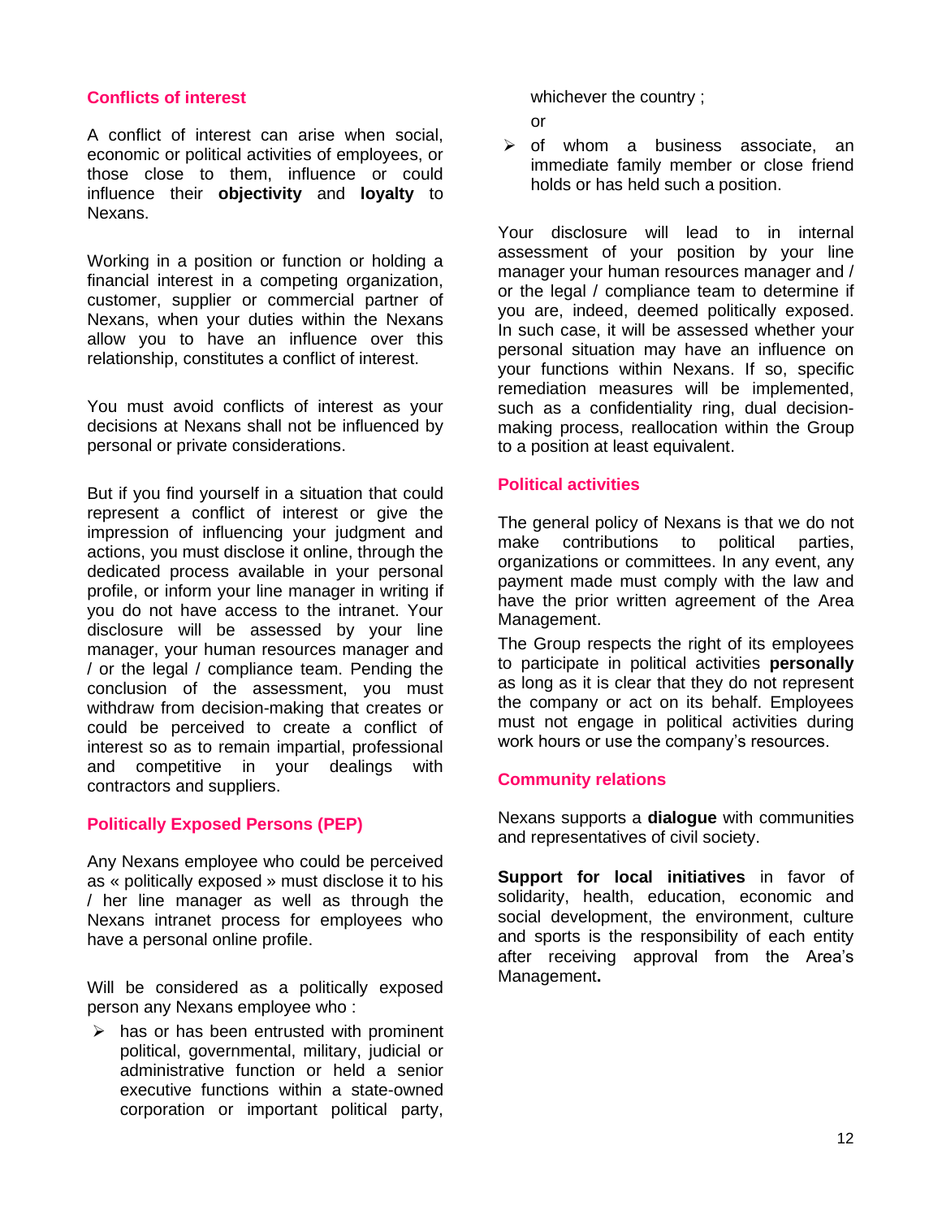## Conflicts of interest

A conflict of interest can arise when social, economic or political activities of employees, or those close to them, influence or could influence their **objectivity** and **loyalty** to Nexans.

Working in a position or function or holding a financial interest in a competing organization, customer, supplier or commercial partner of Nexans, when your duties within the Nexans allow you to have an influence over this relationship, constitutes a conflict of interest.

You must avoid conflicts of interest as your decisions at Nexans shall not be influenced by personal or private considerations.

But if you find yourself in a situation that could represent a conflict of interest or give the impression of influencing your judgment and actions, you must disclose it online, through the dedicated process available in your personal profile, or inform your line manager in writing if you do not have access to the intranet. Your disclosure will be assessed by your line manager, your human resources manager and / or the legal / compliance team. Pending the conclusion of the assessment, you must withdraw from decision-making that creates or could be perceived to create a conflict of interest so as to remain impartial, professional and competitive in your dealings with contractors and suppliers.

## Politically Exposed Persons (PEP)

Any Nexans employee who could be perceived as « politically exposed » must disclose it to his / her line manager as well as through the Nexans intranet process for employees who have a personal online profile.

Will be considered as a politically exposed person any Nexans employee who :

- has or has been entrusted with prominent political, governmental, military, judicial or administrative function or held a senior executive functions within a state-owned corporation or important political party, whichever the country ;

  or
- of whom a business associate, an immediate family member or close friend holds or has held such a position.

Your disclosure will lead to in internal assessment of your position by your line manager your human resources manager and / or the legal / compliance team to determine if you are, indeed, deemed politically exposed. In such case, it will be assessed whether your personal situation may have an influence on your functions within Nexans. If so, specific remediation measures will be implemented, such as a confidentiality ring, dual decision-making process, reallocation within the Group to a position at least equivalent.

## Political activities

The general policy of Nexans is that we do not make contributions to political parties, organizations or committees. In any event, any payment made must comply with the law and have the prior written agreement of the Area Management.

The Group respects the right of its employees to participate in political activities **personally** as long as it is clear that they do not represent the company or act on its behalf. Employees must not engage in political activities during work hours or use the company's resources.

## Community relations

Nexans supports a **dialogue** with communities and representatives of civil society.

**Support for local initiatives** in favor of solidarity, health, education, economic and social development, the environment, culture and sports is the responsibility of each entity after receiving approval from the Area's Management**.**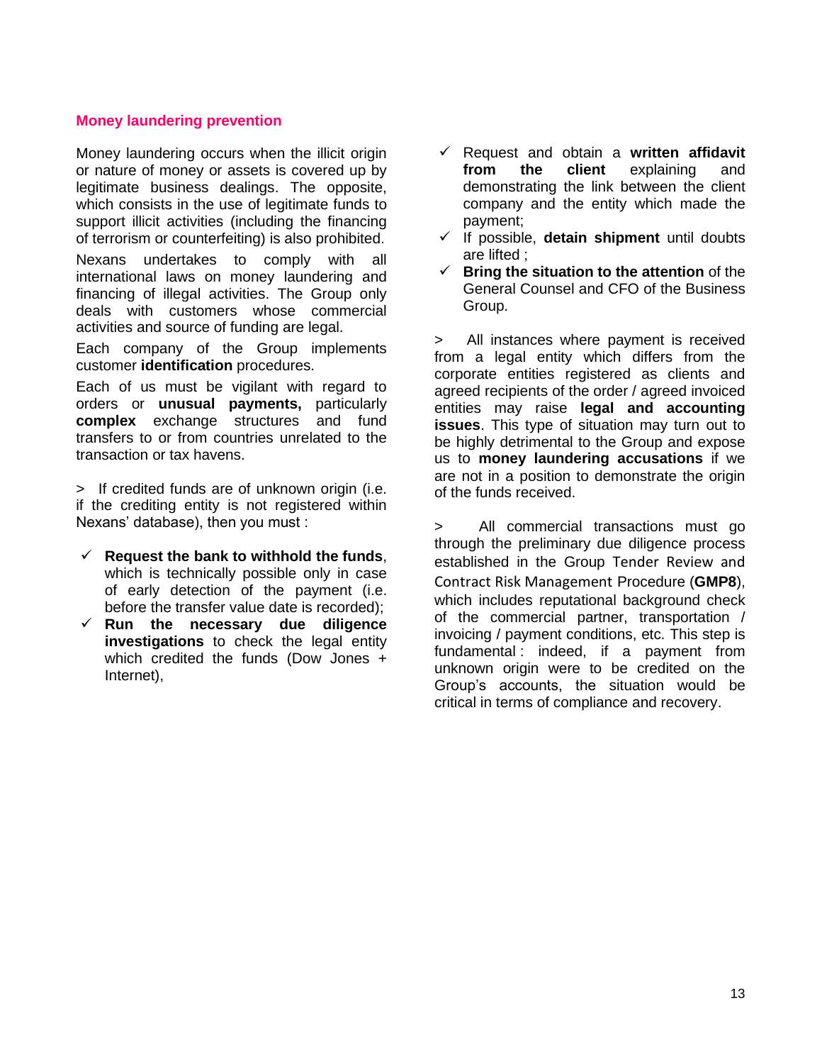## Money laundering prevention

Money laundering occurs when the illicit origin or nature of money or assets is covered up by legitimate business dealings. The opposite, which consists in the use of legitimate funds to support illicit activities (including the financing of terrorism or counterfeiting) is also prohibited.

Nexans undertakes to comply with all international laws on money laundering and financing of illegal activities. The Group only deals with customers whose commercial activities and source of funding are legal.

Each company of the Group implements customer **identification** procedures.

Each of us must be vigilant with regard to orders or **unusual payments,** particularly **complex** exchange structures and fund transfers to or from countries unrelated to the transaction or tax havens.

> If credited funds are of unknown origin (i.e. if the crediting entity is not registered within Nexans' database), then you must :

- ✓ **Request the bank to withhold the funds**, which is technically possible only in case of early detection of the payment (i.e. before the transfer value date is recorded);
- ✓ **Run the necessary due diligence investigations** to check the legal entity which credited the funds (Dow Jones + Internet),
- ✓ Request and obtain a **written affidavit from the client** explaining and demonstrating the link between the client company and the entity which made the payment;
- ✓ If possible, **detain shipment** until doubts are lifted ;
- ✓ **Bring the situation to the attention** of the General Counsel and CFO of the Business Group.

> All instances where payment is received from a legal entity which differs from the corporate entities registered as clients and agreed recipients of the order / agreed invoiced entities may raise **legal and accounting issues**. This type of situation may turn out to be highly detrimental to the Group and expose us to **money laundering accusations** if we are not in a position to demonstrate the origin of the funds received.

> All commercial transactions must go through the preliminary due diligence process established in the Group Tender Review and Contract Risk Management Procedure (**GMP8**), which includes reputational background check of the commercial partner, transportation / invoicing / payment conditions, etc. This step is fundamental : indeed, if a payment from unknown origin were to be credited on the Group's accounts, the situation would be critical in terms of compliance and recovery.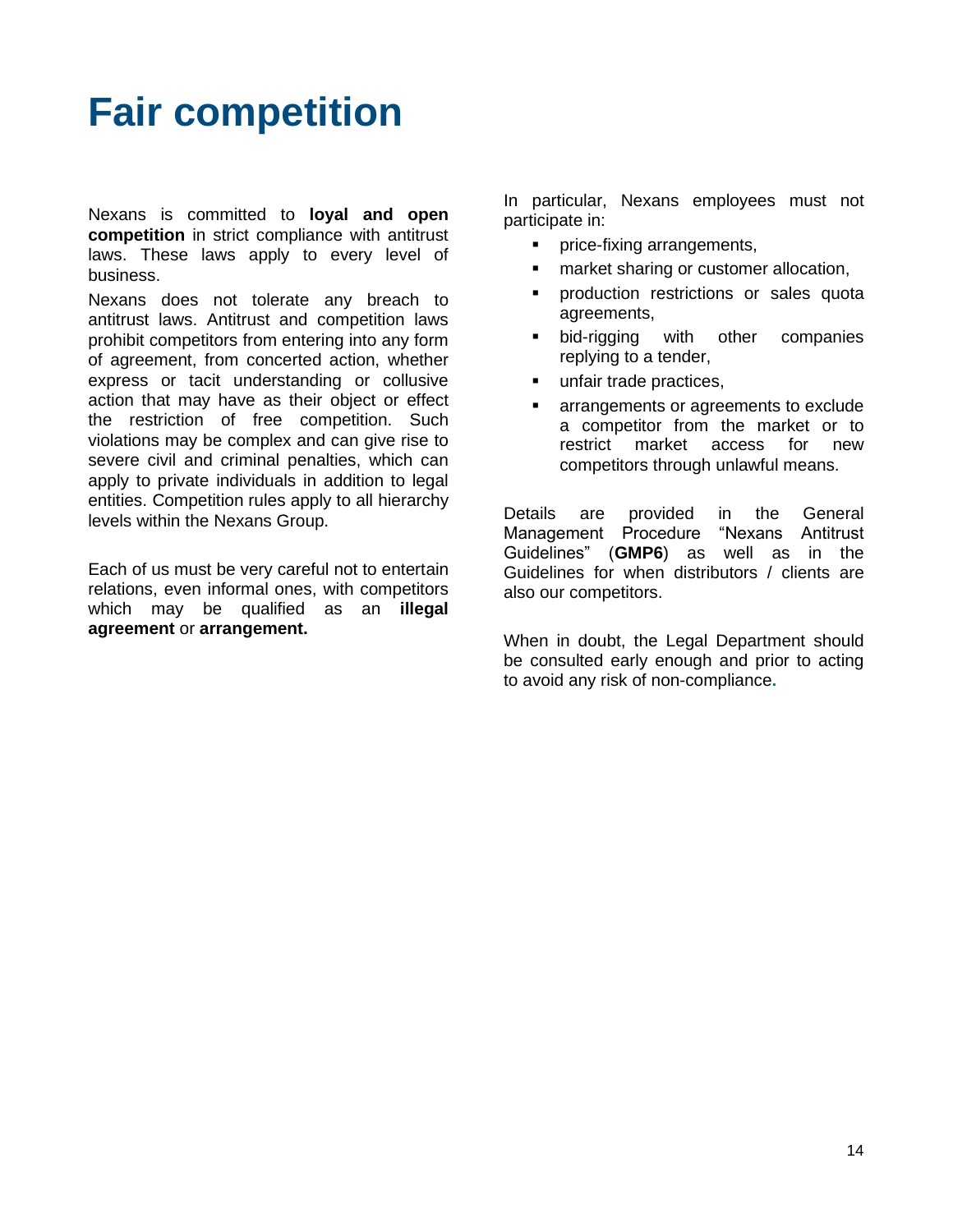# Fair competition

Nexans is committed to **loyal and open competition** in strict compliance with antitrust laws. These laws apply to every level of business.

Nexans does not tolerate any breach to antitrust laws. Antitrust and competition laws prohibit competitors from entering into any form of agreement, from concerted action, whether express or tacit understanding or collusive action that may have as their object or effect the restriction of free competition. Such violations may be complex and can give rise to severe civil and criminal penalties, which can apply to private individuals in addition to legal entities. Competition rules apply to all hierarchy levels within the Nexans Group.

Each of us must be very careful not to entertain relations, even informal ones, with competitors which may be qualified as an **illegal agreement** or **arrangement.**

In particular, Nexans employees must not participate in:

- price-fixing arrangements,
- market sharing or customer allocation,
- production restrictions or sales quota agreements,
- bid-rigging with other companies replying to a tender,
- unfair trade practices,
- arrangements or agreements to exclude a competitor from the market or to restrict market access for new competitors through unlawful means.

Details are provided in the General Management Procedure "Nexans Antitrust Guidelines" (**GMP6**) as well as in the Guidelines for when distributors / clients are also our competitors.

When in doubt, the Legal Department should be consulted early enough and prior to acting to avoid any risk of non-compliance.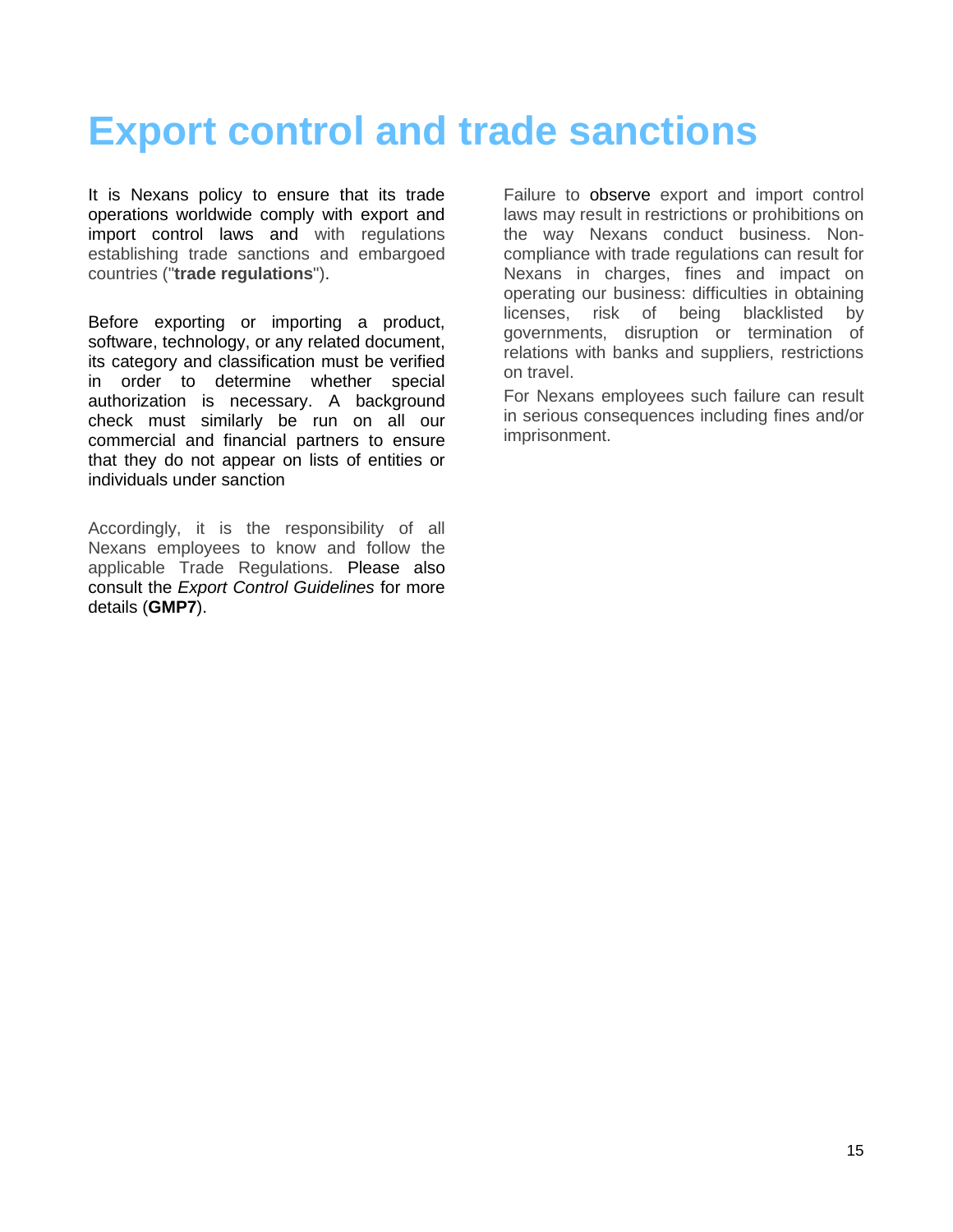# Export control and trade sanctions

It is Nexans policy to ensure that its trade operations worldwide comply with export and import control laws and with regulations establishing trade sanctions and embargoed countries ("**trade regulations**").

Before exporting or importing a product, software, technology, or any related document, its category and classification must be verified in order to determine whether special authorization is necessary. A background check must similarly be run on all our commercial and financial partners to ensure that they do not appear on lists of entities or individuals under sanction

Accordingly, it is the responsibility of all Nexans employees to know and follow the applicable Trade Regulations. Please also consult the *Export Control Guidelines* for more details (**GMP7**).

Failure to observe export and import control laws may result in restrictions or prohibitions on the way Nexans conduct business. Non-compliance with trade regulations can result for Nexans in charges, fines and impact on operating our business: difficulties in obtaining licenses, risk of being blacklisted by governments, disruption or termination of relations with banks and suppliers, restrictions on travel.

For Nexans employees such failure can result in serious consequences including fines and/or imprisonment.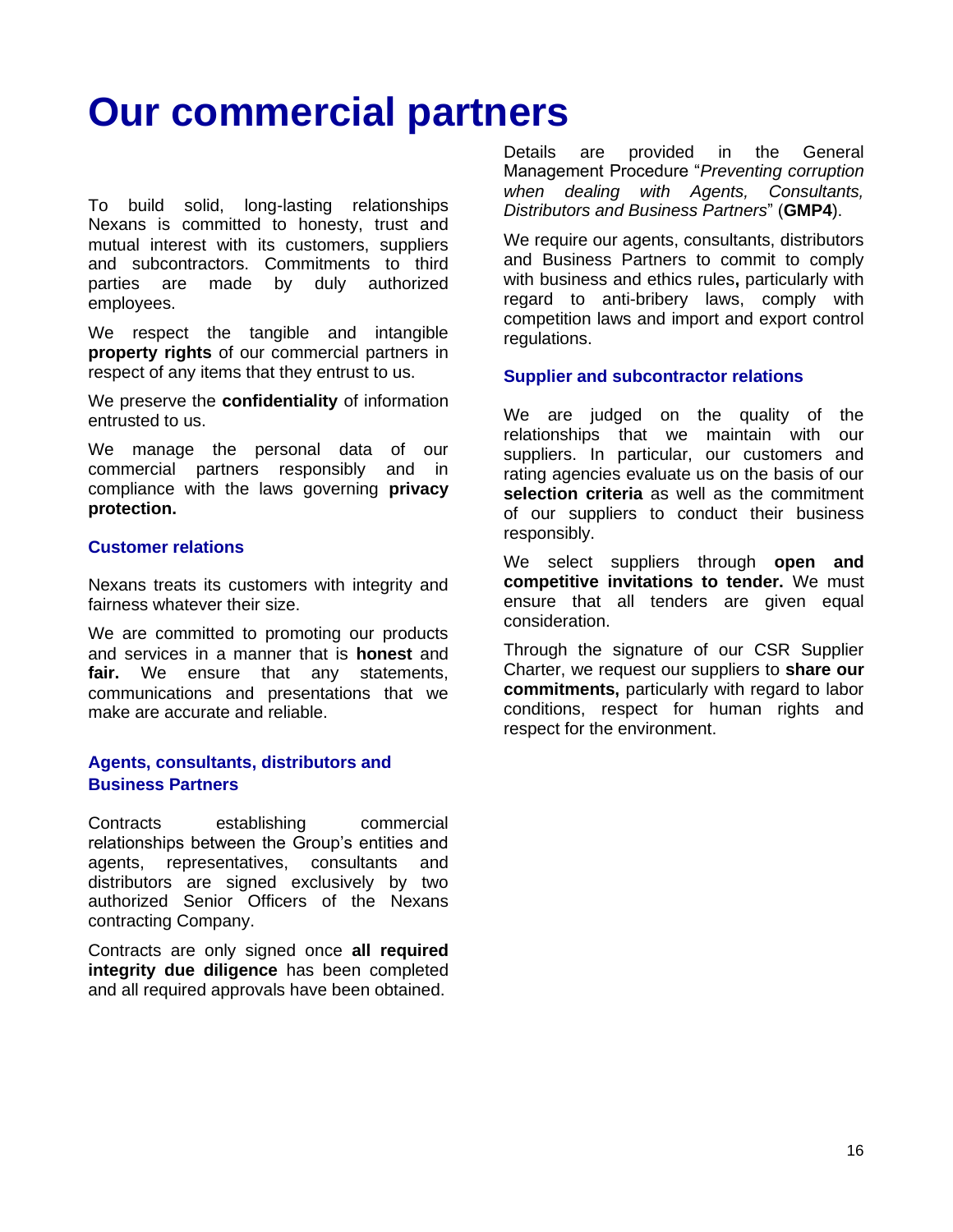# Our commercial partners

To build solid, long-lasting relationships Nexans is committed to honesty, trust and mutual interest with its customers, suppliers and subcontractors. Commitments to third parties are made by duly authorized employees.

We respect the tangible and intangible **property rights** of our commercial partners in respect of any items that they entrust to us.

We preserve the **confidentiality** of information entrusted to us.

We manage the personal data of our commercial partners responsibly and in compliance with the laws governing **privacy protection.**

### Customer relations

Nexans treats its customers with integrity and fairness whatever their size.

We are committed to promoting our products and services in a manner that is **honest** and **fair.** We ensure that any statements, communications and presentations that we make are accurate and reliable.

### Agents, consultants, distributors and Business Partners

Contracts establishing commercial relationships between the Group's entities and agents, representatives, consultants and distributors are signed exclusively by two authorized Senior Officers of the Nexans contracting Company.

Contracts are only signed once **all required integrity due diligence** has been completed and all required approvals have been obtained.

Details are provided in the General Management Procedure "*Preventing corruption when dealing with Agents, Consultants, Distributors and Business Partners*" (**GMP4**).

We require our agents, consultants, distributors and Business Partners to commit to comply with business and ethics rules**,** particularly with regard to anti-bribery laws, comply with competition laws and import and export control regulations.

### Supplier and subcontractor relations

We are judged on the quality of the relationships that we maintain with our suppliers. In particular, our customers and rating agencies evaluate us on the basis of our **selection criteria** as well as the commitment of our suppliers to conduct their business responsibly.

We select suppliers through **open and competitive invitations to tender.** We must ensure that all tenders are given equal consideration.

Through the signature of our CSR Supplier Charter, we request our suppliers to **share our commitments,** particularly with regard to labor conditions, respect for human rights and respect for the environment.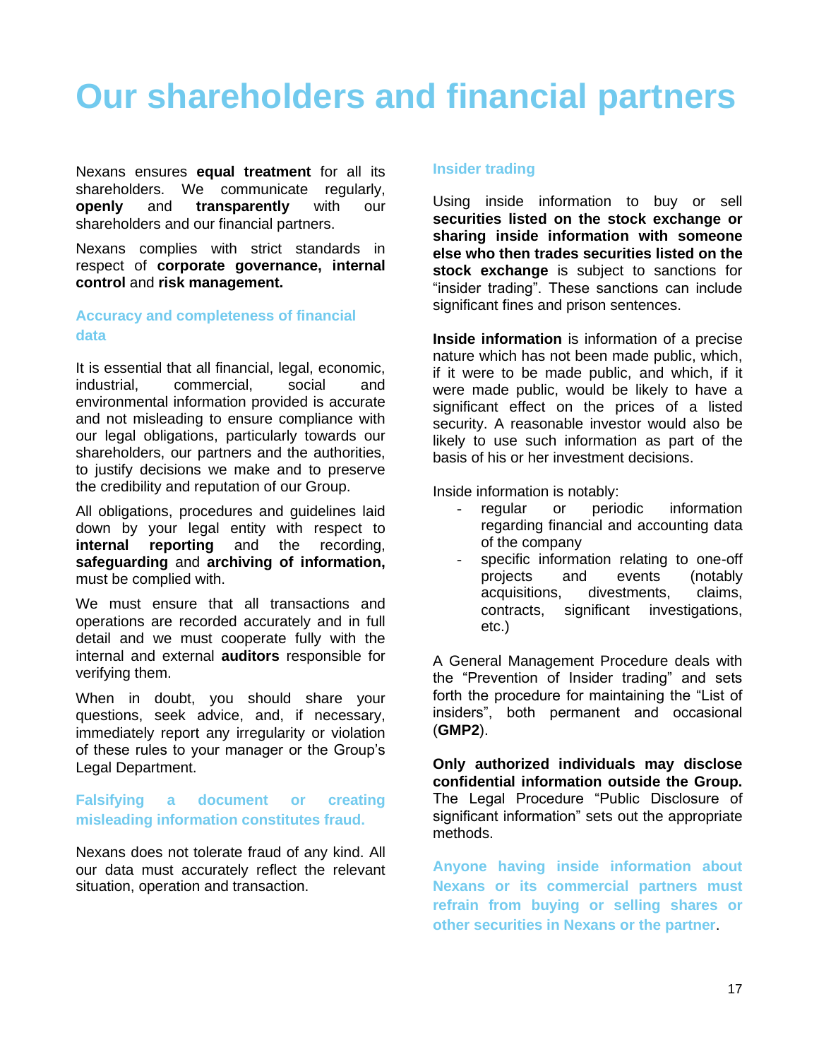# Our shareholders and financial partners

Nexans ensures **equal treatment** for all its shareholders. We communicate regularly, **openly** and **transparently** with our shareholders and our financial partners.

Nexans complies with strict standards in respect of **corporate governance, internal control** and **risk management.**

### Accuracy and completeness of financial data

It is essential that all financial, legal, economic, industrial, commercial, social and environmental information provided is accurate and not misleading to ensure compliance with our legal obligations, particularly towards our shareholders, our partners and the authorities, to justify decisions we make and to preserve the credibility and reputation of our Group.

All obligations, procedures and guidelines laid down by your legal entity with respect to **internal reporting** and the recording, **safeguarding** and **archiving of information,** must be complied with.

We must ensure that all transactions and operations are recorded accurately and in full detail and we must cooperate fully with the internal and external **auditors** responsible for verifying them.

When in doubt, you should share your questions, seek advice, and, if necessary, immediately report any irregularity or violation of these rules to your manager or the Group's Legal Department.

### Falsifying a document or creating misleading information constitutes fraud.

Nexans does not tolerate fraud of any kind. All our data must accurately reflect the relevant situation, operation and transaction.

### Insider trading

Using inside information to buy or sell **securities listed on the stock exchange or sharing inside information with someone else who then trades securities listed on the stock exchange** is subject to sanctions for "insider trading". These sanctions can include significant fines and prison sentences.

**Inside information** is information of a precise nature which has not been made public, which, if it were to be made public, and which, if it were made public, would be likely to have a significant effect on the prices of a listed security. A reasonable investor would also be likely to use such information as part of the basis of his or her investment decisions.

Inside information is notably:

- regular or periodic information regarding financial and accounting data of the company
- specific information relating to one-off projects and events (notably acquisitions, divestments, claims, contracts, significant investigations, etc.)

A General Management Procedure deals with the "Prevention of Insider trading" and sets forth the procedure for maintaining the "List of insiders", both permanent and occasional (**GMP2**).

**Only authorized individuals may disclose confidential information outside the Group.** The Legal Procedure "Public Disclosure of significant information" sets out the appropriate methods.

**Anyone having inside information about Nexans or its commercial partners must refrain from buying or selling shares or other securities in Nexans or the partner**.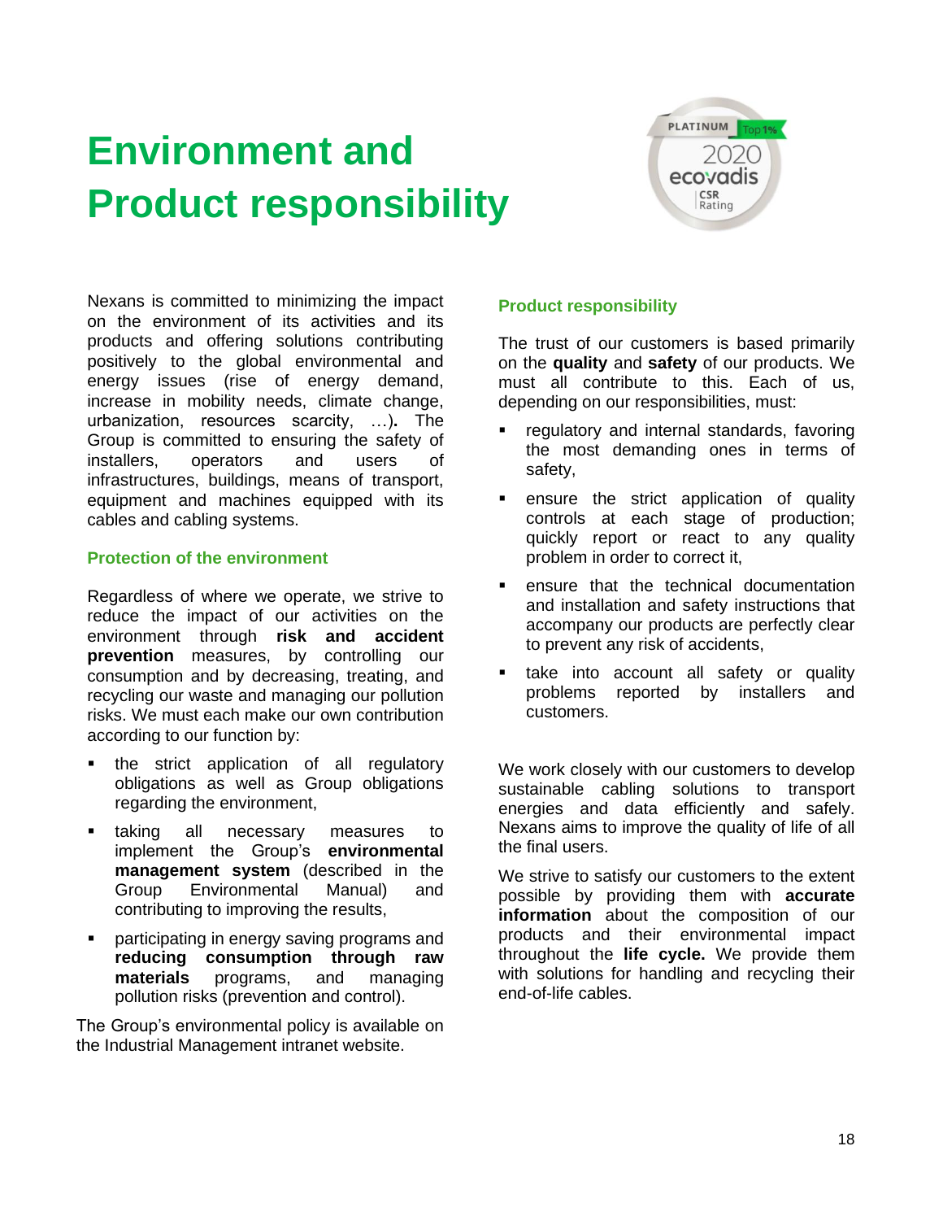# Environment and Product responsibility

Nexans is committed to minimizing the impact on the environment of its activities and its products and offering solutions contributing positively to the global environmental and energy issues (rise of energy demand, increase in mobility needs, climate change, urbanization, resources scarcity, …). The Group is committed to ensuring the safety of installers, operators and users of infrastructures, buildings, means of transport, equipment and machines equipped with its cables and cabling systems.

### Protection of the environment

Regardless of where we operate, we strive to reduce the impact of our activities on the environment through **risk and accident prevention** measures, by controlling our consumption and by decreasing, treating, and recycling our waste and managing our pollution risks. We must each make our own contribution according to our function by:

- the strict application of all regulatory obligations as well as Group obligations regarding the environment,
- taking all necessary measures to implement the Group's **environmental management system** (described in the Group Environmental Manual) and contributing to improving the results,
- participating in energy saving programs and **reducing consumption through raw materials** programs, and managing pollution risks (prevention and control).

The Group's environmental policy is available on the Industrial Management intranet website.

### Product responsibility

The trust of our customers is based primarily on the **quality** and **safety** of our products. We must all contribute to this. Each of us, depending on our responsibilities, must:

- regulatory and internal standards, favoring the most demanding ones in terms of safety,
- ensure the strict application of quality controls at each stage of production; quickly report or react to any quality problem in order to correct it,
- ensure that the technical documentation and installation and safety instructions that accompany our products are perfectly clear to prevent any risk of accidents,
- take into account all safety or quality problems reported by installers and customers.

We work closely with our customers to develop sustainable cabling solutions to transport energies and data efficiently and safely. Nexans aims to improve the quality of life of all the final users.

We strive to satisfy our customers to the extent possible by providing them with **accurate information** about the composition of our products and their environmental impact throughout the **life cycle.** We provide them with solutions for handling and recycling their end-of-life cables.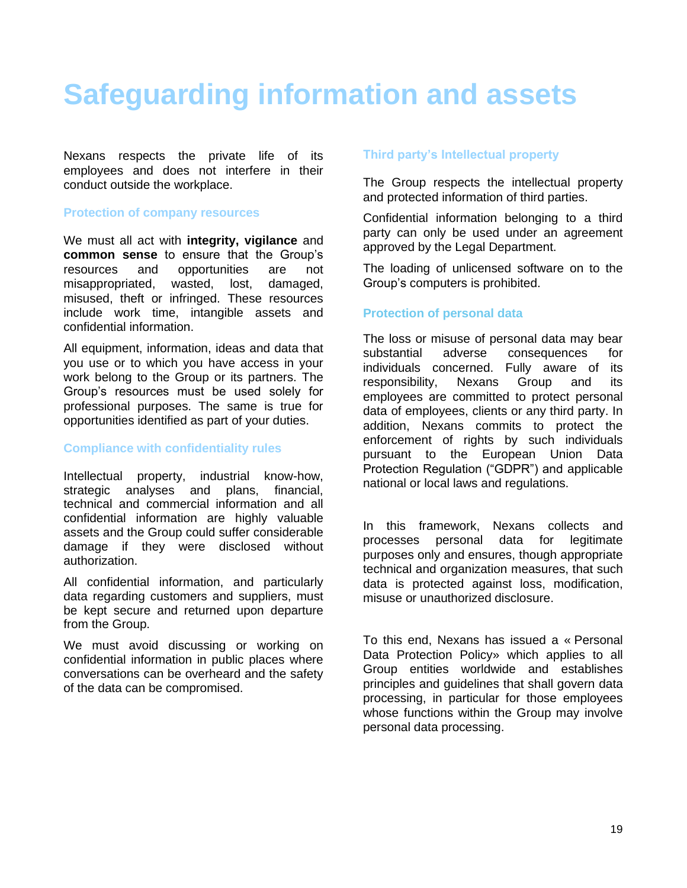# Safeguarding information and assets

Nexans respects the private life of its employees and does not interfere in their conduct outside the workplace.

## Protection of company resources

We must all act with **integrity, vigilance** and **common sense** to ensure that the Group's resources and opportunities are not misappropriated, wasted, lost, damaged, misused, theft or infringed. These resources include work time, intangible assets and confidential information.

All equipment, information, ideas and data that you use or to which you have access in your work belong to the Group or its partners. The Group's resources must be used solely for professional purposes. The same is true for opportunities identified as part of your duties.

## Compliance with confidentiality rules

Intellectual property, industrial know-how, strategic analyses and plans, financial, technical and commercial information and all confidential information are highly valuable assets and the Group could suffer considerable damage if they were disclosed without authorization.

All confidential information, and particularly data regarding customers and suppliers, must be kept secure and returned upon departure from the Group.

We must avoid discussing or working on confidential information in public places where conversations can be overheard and the safety of the data can be compromised.

## Third party's Intellectual property

The Group respects the intellectual property and protected information of third parties.

Confidential information belonging to a third party can only be used under an agreement approved by the Legal Department.

The loading of unlicensed software on to the Group's computers is prohibited.

## Protection of personal data

The loss or misuse of personal data may bear substantial adverse consequences for individuals concerned. Fully aware of its responsibility, Nexans Group and its employees are committed to protect personal data of employees, clients or any third party. In addition, Nexans commits to protect the enforcement of rights by such individuals pursuant to the European Union Data Protection Regulation ("GDPR") and applicable national or local laws and regulations.

In this framework, Nexans collects and processes personal data for legitimate purposes only and ensures, though appropriate technical and organization measures, that such data is protected against loss, modification, misuse or unauthorized disclosure.

To this end, Nexans has issued a « Personal Data Protection Policy» which applies to all Group entities worldwide and establishes principles and guidelines that shall govern data processing, in particular for those employees whose functions within the Group may involve personal data processing.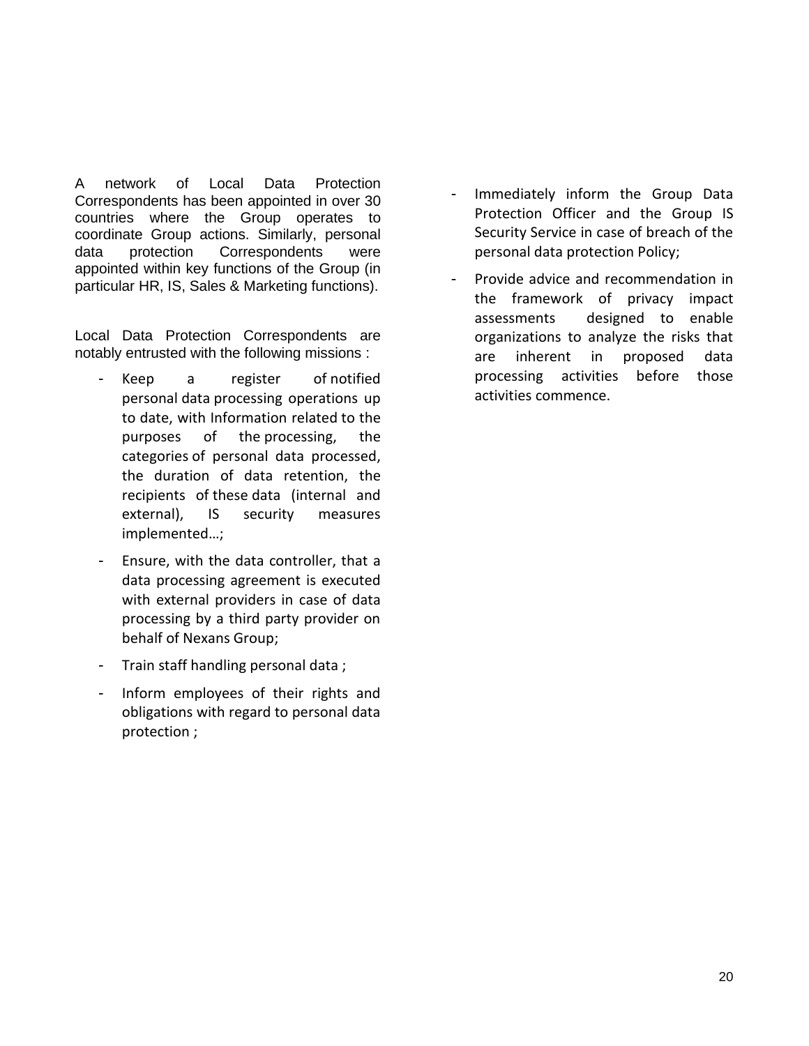A network of Local Data Protection Correspondents has been appointed in over 30 countries where the Group operates to coordinate Group actions. Similarly, personal data protection Correspondents were appointed within key functions of the Group (in particular HR, IS, Sales & Marketing functions).

Local Data Protection Correspondents are notably entrusted with the following missions :

- Keep a register of notified personal data processing operations up to date, with Information related to the purposes of the processing, the categories of personal data processed, the duration of data retention, the recipients of these data (internal and external), IS security measures implemented…;
- Ensure, with the data controller, that a data processing agreement is executed with external providers in case of data processing by a third party provider on behalf of Nexans Group;
- Train staff handling personal data ;
- Inform employees of their rights and obligations with regard to personal data protection ;
- Immediately inform the Group Data Protection Officer and the Group IS Security Service in case of breach of the personal data protection Policy;
- Provide advice and recommendation in the framework of privacy impact assessments designed to enable organizations to analyze the risks that are inherent in proposed data processing activities before those activities commence.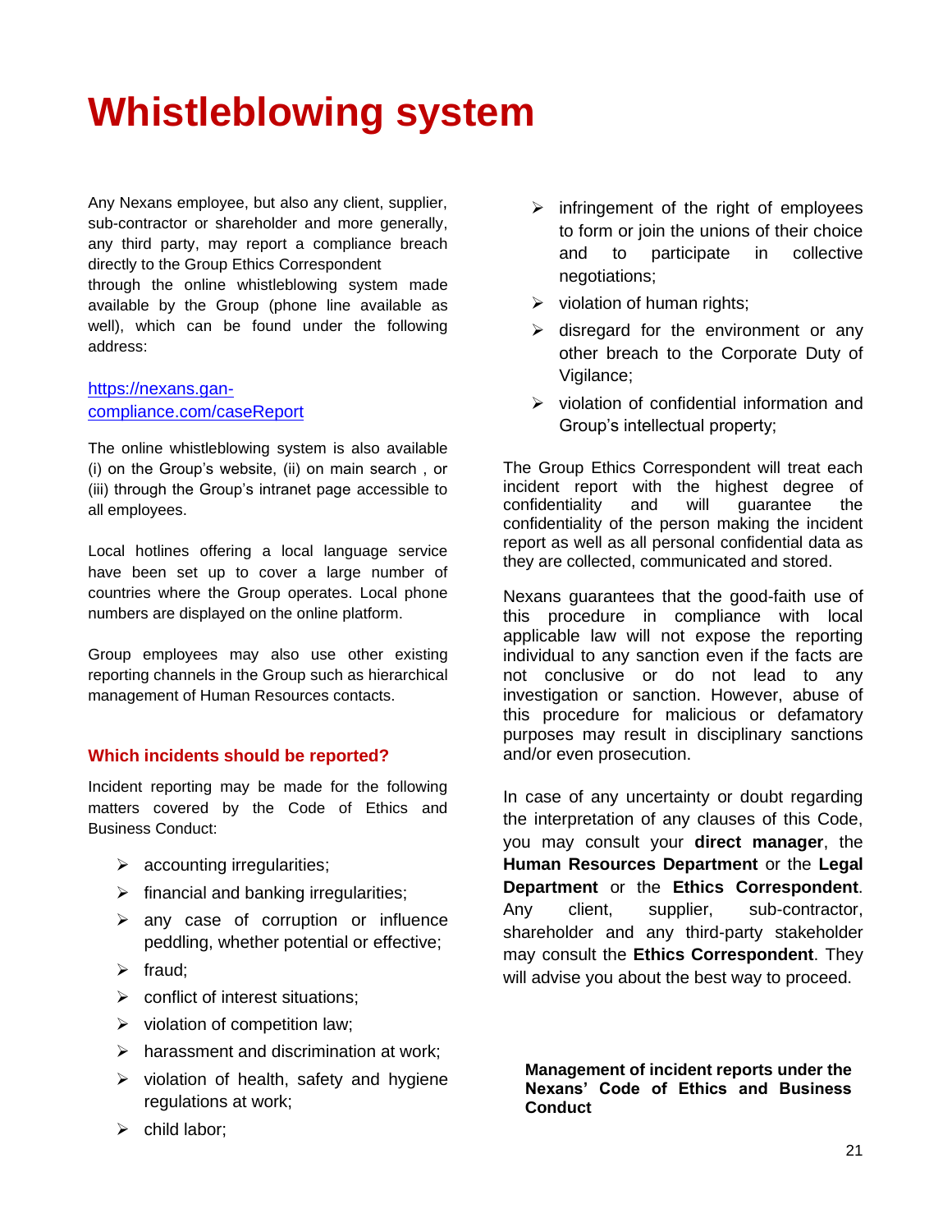# Whistleblowing system

Any Nexans employee, but also any client, supplier, sub-contractor or shareholder and more generally, any third party, may report a compliance breach directly to the Group Ethics Correspondent through the online whistleblowing system made available by the Group (phone line available as well), which can be found under the following address:

[https://nexans.gan-compliance.com/caseReport](https://nexans.gan-compliance.com/caseReport)

The online whistleblowing system is also available (i) on the Group's website, (ii) on main search , or (iii) through the Group's intranet page accessible to all employees.

Local hotlines offering a local language service have been set up to cover a large number of countries where the Group operates. Local phone numbers are displayed on the online platform.

Group employees may also use other existing reporting channels in the Group such as hierarchical management of Human Resources contacts.

### Which incidents should be reported?

Incident reporting may be made for the following matters covered by the Code of Ethics and Business Conduct:

- accounting irregularities;
- financial and banking irregularities;
- any case of corruption or influence peddling, whether potential or effective;
- fraud;
- conflict of interest situations;
- violation of competition law;
- harassment and discrimination at work;
- violation of health, safety and hygiene regulations at work;
- child labor;
- infringement of the right of employees to form or join the unions of their choice and to participate in collective negotiations;
- violation of human rights;
- disregard for the environment or any other breach to the Corporate Duty of Vigilance;
- violation of confidential information and Group's intellectual property;

The Group Ethics Correspondent will treat each incident report with the highest degree of confidentiality and will guarantee the confidentiality of the person making the incident report as well as all personal confidential data as they are collected, communicated and stored.

Nexans guarantees that the good-faith use of this procedure in compliance with local applicable law will not expose the reporting individual to any sanction even if the facts are not conclusive or do not lead to any investigation or sanction. However, abuse of this procedure for malicious or defamatory purposes may result in disciplinary sanctions and/or even prosecution.

In case of any uncertainty or doubt regarding the interpretation of any clauses of this Code, you may consult your **direct manager**, the **Human Resources Department** or the **Legal Department** or the **Ethics Correspondent**. Any client, supplier, sub-contractor, shareholder and any third-party stakeholder may consult the **Ethics Correspondent**. They will advise you about the best way to proceed.

**Management of incident reports under the Nexans' Code of Ethics and Business Conduct**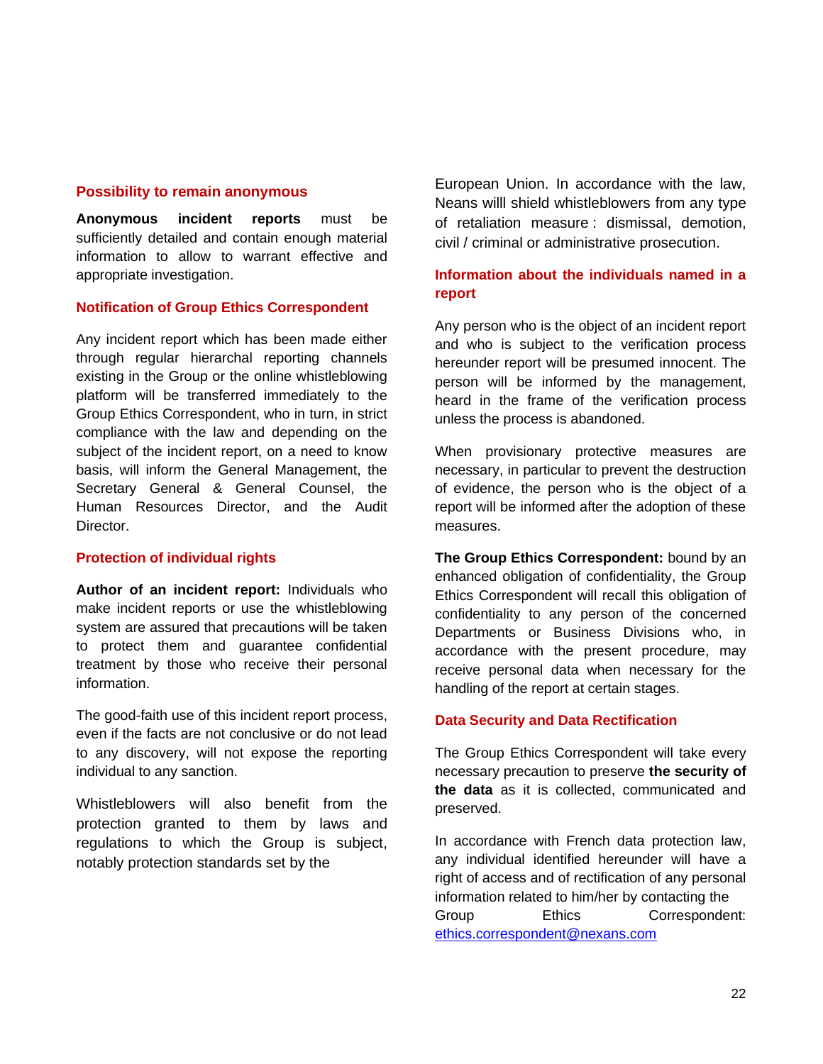### Possibility to remain anonymous

**Anonymous incident reports** must be sufficiently detailed and contain enough material information to allow to warrant effective and appropriate investigation.

### Notification of Group Ethics Correspondent

Any incident report which has been made either through regular hierarchal reporting channels existing in the Group or the online whistleblowing platform will be transferred immediately to the Group Ethics Correspondent, who in turn, in strict compliance with the law and depending on the subject of the incident report, on a need to know basis, will inform the General Management, the Secretary General & General Counsel, the Human Resources Director, and the Audit Director.

### Protection of individual rights

**Author of an incident report:** Individuals who make incident reports or use the whistleblowing system are assured that precautions will be taken to protect them and guarantee confidential treatment by those who receive their personal information.

The good-faith use of this incident report process, even if the facts are not conclusive or do not lead to any discovery, will not expose the reporting individual to any sanction.

Whistleblowers will also benefit from the protection granted to them by laws and regulations to which the Group is subject, notably protection standards set by the European Union. In accordance with the law, Neans willl shield whistleblowers from any type of retaliation measure : dismissal, demotion, civil / criminal or administrative prosecution.

### Information about the individuals named in a report

Any person who is the object of an incident report and who is subject to the verification process hereunder report will be presumed innocent. The person will be informed by the management, heard in the frame of the verification process unless the process is abandoned.

When provisionary protective measures are necessary, in particular to prevent the destruction of evidence, the person who is the object of a report will be informed after the adoption of these measures.

**The Group Ethics Correspondent:** bound by an enhanced obligation of confidentiality, the Group Ethics Correspondent will recall this obligation of confidentiality to any person of the concerned Departments or Business Divisions who, in accordance with the present procedure, may receive personal data when necessary for the handling of the report at certain stages.

### Data Security and Data Rectification

The Group Ethics Correspondent will take every necessary precaution to preserve **the security of the data** as it is collected, communicated and preserved.

In accordance with French data protection law, any individual identified hereunder will have a right of access and of rectification of any personal information related to him/her by contacting the Group Ethics Correspondent: ethics.correspondent@nexans.com